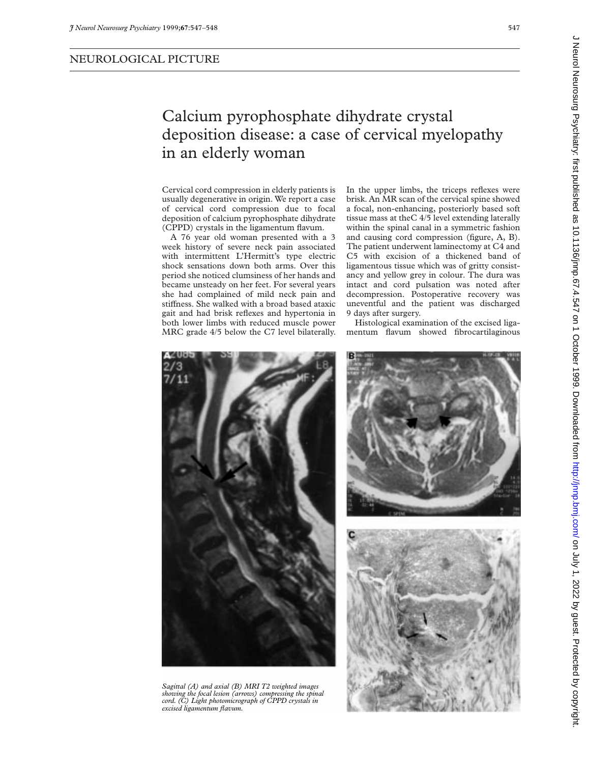NEUROLOGICAL PICTURE

# Calcium pyrophosphate dihydrate crystal deposition disease: a case of cervical myelopathy in an elderly woman

Cervical cord compression in elderly patients is usually degenerative in origin. We report a case of cervical cord compression due to focal deposition of calcium pyrophosphate dihydrate (CPPD) crystals in the ligamentum flavum.

A 76 year old woman presented with a 3 week history of severe neck pain associated with intermittent L'Hermitt's type electric shock sensations down both arms. Over this period she noticed clumsiness of her hands and became unsteady on her feet. For several years she had complained of mild neck pain and stiffness. She walked with a broad based ataxic gait and had brisk reflexes and hypertonia in both lower limbs with reduced muscle power MRC grade 4/5 below the C7 level bilaterally. In the upper limbs, the triceps reflexes were brisk. An MR scan of the cervical spine showed a focal, non-enhancing, posteriorly based soft tissue mass at theC 4/5 level extending laterally within the spinal canal in a symmetric fashion and causing cord compression (figure, A, B). The patient underwent laminectomy at C4 and C5 with excision of a thickened band of ligamentous tissue which was of gritty consistancy and yellow grey in colour. The dura was intact and cord pulsation was noted after decompression. Postoperative recovery was uneventful and the patient was discharged 9 days after surgery.

Histological examination of the excised ligamentum flavum showed fibrocartilaginous

*Sagittal (A) and axial (B) MRI T2 weighted images showing the focal lesion (arrows) compressing the spinal cord. (C) Light photomicrograph of CPPD crystals in excised ligamentum flavum.*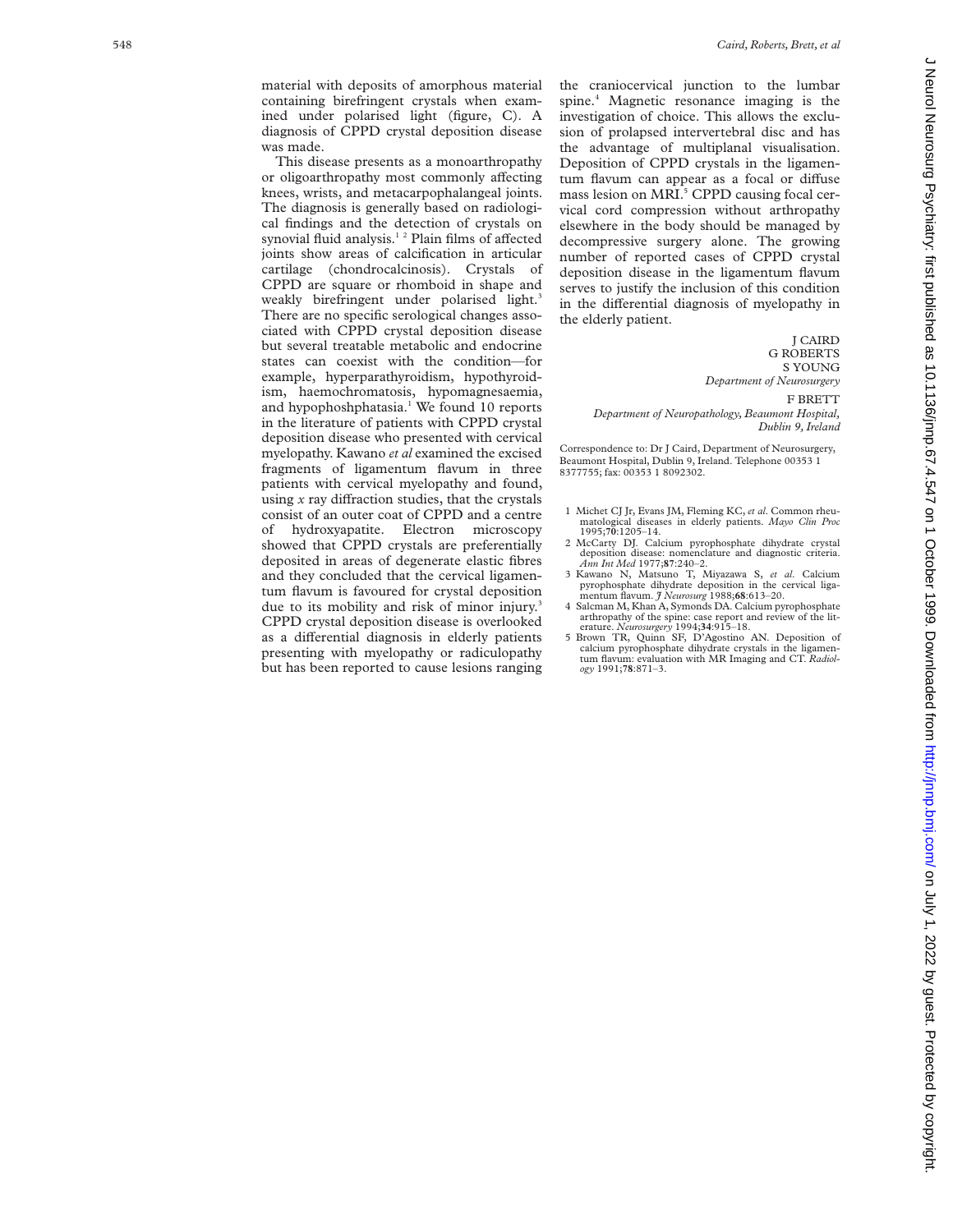material with deposits of amorphous material containing birefringent crystals when examined under polarised light (figure, C). A diagnosis of CPPD crystal deposition disease was made.

This disease presents as a monoarthropathy or oligoarthropathy most commonly affecting knees, wrists, and metacarpophalangeal joints. The diagnosis is generally based on radiological findings and the detection of crystals on synovial fluid analysis.[1 2] Plain films of affected joints show areas of calcification in articular cartilage (chondrocalcinosis). Crystals of CPPD are square or rhomboid in shape and weakly birefringent under polarised light.[3] There are no specific serological changes associated with CPPD crystal deposition disease but several treatable metabolic and endocrine states can coexist with the condition—for example, hyperparathyroidism, hypothyroidism, haemochromatosis, hypomagnesaemia, and hypophoshphatasia.[1] We found 10 reports in the literature of patients with CPPD crystal deposition disease who presented with cervical myelopathy. Kawano *et al* examined the excised fragments of ligamentum flavum in three patients with cervical myelopathy and found, using *x* ray diffraction studies, that the crystals consist of an outer coat of CPPD and a centre of hydroxyapatite. Electron microscopy showed that CPPD crystals are preferentially deposited in areas of degenerate elastic fibres and they concluded that the cervical ligamentum flavum is favoured for crystal deposition due to its mobility and risk of minor injury.[3] CPPD crystal deposition disease is overlooked as a differential diagnosis in elderly patients presenting with myelopathy or radiculopathy but has been reported to cause lesions ranging the craniocervical junction to the lumbar spine.[4] Magnetic resonance imaging is the investigation of choice. This allows the exclusion of prolapsed intervertebral disc and has the advantage of multiplanal visualisation. Deposition of CPPD crystals in the ligamentum flavum can appear as a focal or diffuse mass lesion on MRI.[5] CPPD causing focal cervical cord compression without arthropathy elsewhere in the body should be managed by decompressive surgery alone. The growing number of reported cases of CPPD crystal deposition disease in the ligamentum flavum serves to justify the inclusion of this condition in the differential diagnosis of myelopathy in the elderly patient.

J CAIRD
G ROBERTS
S YOUNG
*Department of Neurosurgery*

F BRETT
*Department of Neuropathology, Beaumont Hospital, Dublin 9, Ireland*

Correspondence to: Dr J Caird, Department of Neurosurgery, Beaumont Hospital, Dublin 9, Ireland. Telephone 00353 1 8377755; fax: 00353 1 8092302.

1 Michet CJ Jr, Evans JM, Fleming KC, *et al*. Common rheumatological diseases in elderly patients. *Mayo Clin Proc* 1995;**70**:1205–14.
2 McCarty DJ. Calcium pyrophosphate dihydrate crystal deposition disease: nomenclature and diagnostic criteria. *Ann Int Med* 1977;**87**:240–2.
3 Kawano N, Matsuno T, Miyazawa S, *et al*. Calcium pyrophosphate dihydrate deposition in the cervical ligamentum flavum. *J Neurosurg* 1988;**68**:613–20.
4 Salcman M, Khan A, Symonds DA. Calcium pyrophosphate arthropathy of the spine: case report and review of the literature. *Neurosurgery* 1994;**34**:915–18.
5 Brown TR, Quinn SF, D'Agostino AN. Deposition of calcium pyrophosphate dihydrate crystals in the ligamentum flavum: evaluation with MR Imaging and CT. *Radiology* 1991;**78**:871–3.